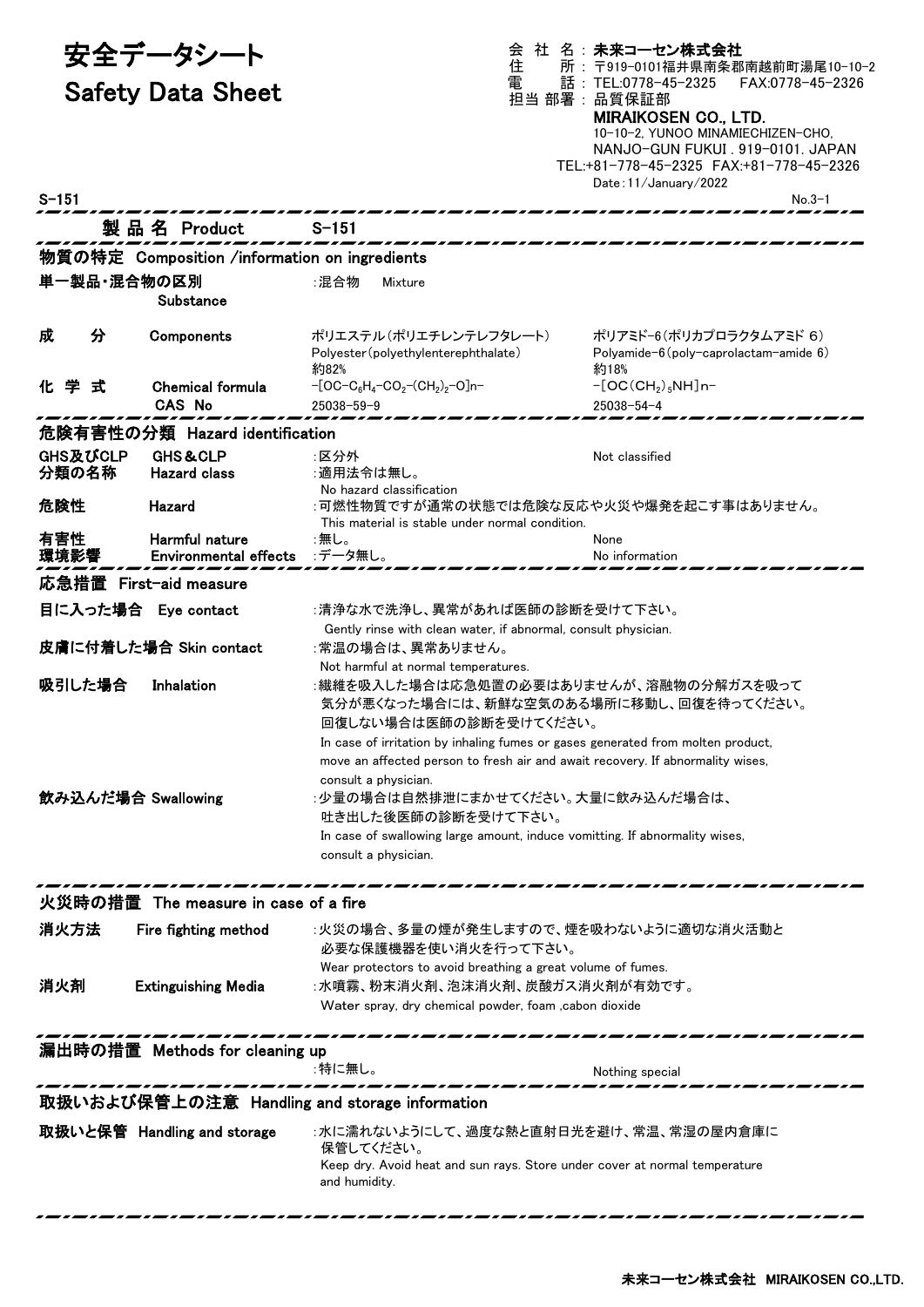# 安全データシート
# Safety Data Sheet

会 社 名：**未来コーセン株式会社**
住　　所：〒919-0101福井県南条郡南越前町湯尾10-10-2
電　　話：TEL:0778-45-2325　FAX:0778-45-2326
担当 部署：品質保証部

**MIRAIKOSEN CO., LTD.**
10-10-2, YUNOO MINAMIECHIZEN-CHO,
NANJO-GUN FUKUI . 919-0101. JAPAN
TEL:+81-778-45-2325 FAX:+81-778-45-2326
Date：11/January/2022

S-151　　　　No.3-1

## 製品名 Product　S-151

## 物質の特定 Composition /information on ingredients

| | | | |
|---|---|---|---|
| 単一製品・混合物の区別 | Substance | :混合物　Mixture | |
| 成分 | Components | ポリエステル(ポリエチレンテレフタレート)<br>Polyester(polyethylenterephthalate)<br>約82% | ポリアミド-6(ポリカプロラクタムアミド 6)<br>Polyamide-6(poly-caprolactam-amide 6)<br>約18% |
| 化学式 | Chemical formula | $-[OC-C_6H_4-CO_2-(CH_2)_2-O]n-$ | $-[OC(CH_2)_5NH]n-$ |
| | CAS No | 25038-59-9 | 25038-54-4 |

## 危険有害性の分類 Hazard identification

| | | | |
|---|---|---|---|
| GHS及びCLP | GHS＆CLP | :区分外 | Not classified |
| 分類の名称 | Hazard class | :適用法令は無し。<br>No hazard classification | |
| 危険性 | Hazard | :可燃性物質ですが通常の状態では危険な反応や火災や爆発を起こす事はありません。<br>This material is stable under normal condition. | |
| 有害性 | Harmful nature | :無し。 | None |
| 環境影響 | Environmental effects | :データ無し。 | No information |

## 応急措置 First-aid measure

**目に入った場合 Eye contact**
:清浄な水で洗浄し、異常があれば医師の診断を受けて下さい。
Gently rinse with clean water, if abnormal, consult physician.

**皮膚に付着した場合 Skin contact**
:常温の場合は、異常ありません。
Not harmful at normal temperatures.

**吸引した場合 Inhalation**
:繊維を吸入した場合は応急処置の必要はありませんが、溶融物の分解ガスを吸って気分が悪くなった場合には、新鮮な空気のある場所に移動し、回復を待ってください。回復しない場合は医師の診断を受けてください。
In case of irritation by inhaling fumes or gases generated from molten product, move an affected person to fresh air and await recovery. If abnormality wises, consult a physician.

**飲み込んだ場合 Swallowing**
:少量の場合は自然排泄にまかせてください。大量に飲み込んだ場合は、吐き出した後医師の診断を受けて下さい。
In case of swallowing large amount, induce vomitting. If abnormality wises, consult a physician.

## 火災時の措置 The measure in case of a fire

**消火方法 Fire fighting method**
:火災の場合、多量の煙が発生しますので、煙を吸わないように適切な消火活動と必要な保護機器を使い消火を行って下さい。
Wear protectors to avoid breathing a great volume of fumes.

**消火剤 Extinguishing Media**
:水噴霧、粉末消火剤、泡沫消火剤、炭酸ガス消火剤が有効です。
Water spray, dry chemical powder, foam ,cabon dioxide

## 漏出時の措置 Methods for cleaning up

:特に無し。　Nothing special

## 取扱いおよび保管上の注意 Handling and storage information

**取扱いと保管 Handling and storage**
:水に濡れないようにして、過度な熱と直射日光を避け、常温、常湿の屋内倉庫に保管してください。
Keep dry. Avoid heat and sun rays. Store under cover at normal temperature and humidity.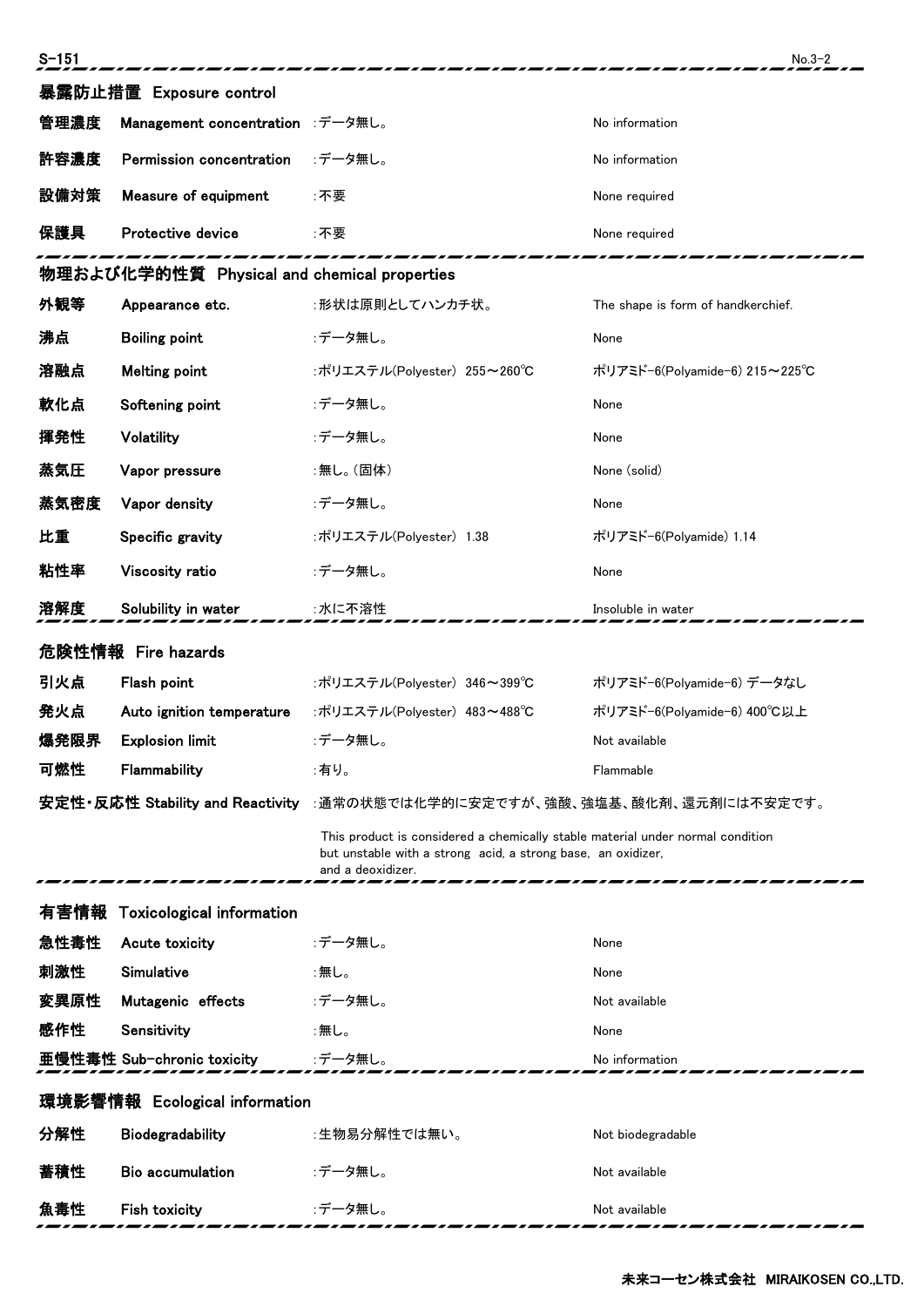## 暴露防止措置 Exposure control

| | | | |
|---|---|---|---|
| 管理濃度 | Management concentration | :データ無し。 | No information |
| 許容濃度 | Permission concentration | :データ無し。 | No information |
| 設備対策 | Measure of equipment | :不要 | None required |
| 保護具 | Protective device | :不要 | None required |

## 物理および化学的性質 Physical and chemical properties

| | | | |
|---|---|---|---|
| 外観等 | Appearance etc. | :形状は原則としてハンカチ状。 | The shape is form of handkerchief. |
| 沸点 | Boiling point | :データ無し。 | None |
| 溶融点 | Melting point | :ポリエステル(Polyester) 255～260℃ | ポリアミド-6(Polyamide-6) 215～225℃ |
| 軟化点 | Softening point | :データ無し。 | None |
| 揮発性 | Volatility | :データ無し。 | None |
| 蒸気圧 | Vapor pressure | :無し。(固体) | None (solid) |
| 蒸気密度 | Vapor density | :データ無し。 | None |
| 比重 | Specific gravity | :ポリエステル(Polyester) 1.38 | ポリアミド-6(Polyamide) 1.14 |
| 粘性率 | Viscosity ratio | :データ無し。 | None |
| 溶解度 | Solubility in water | :水に不溶性 | Insoluble in water |

## 危険性情報 Fire hazards

| | | | |
|---|---|---|---|
| 引火点 | Flash point | :ポリエステル(Polyester) 346～399℃ | ポリアミド-6(Polyamide-6) データなし |
| 発火点 | Auto ignition temperature | :ポリエステル(Polyester) 483～488℃ | ポリアミド-6(Polyamide-6) 400℃以上 |
| 爆発限界 | Explosion limit | :データ無し。 | Not available |
| 可燃性 | Flammability | :有り。 | Flammable |

**安定性・反応性 Stability and Reactivity** :通常の状態では化学的に安定ですが、強酸、強塩基、酸化剤、還元剤には不安定です。

This product is considered a chemically stable material under normal condition but unstable with a strong acid, a strong base, an oxidizer, and a deoxidizer.

## 有害情報 Toxicological information

| | | | |
|---|---|---|---|
| 急性毒性 | Acute toxicity | :データ無し。 | None |
| 刺激性 | Simulative | :無し。 | None |
| 変異原性 | Mutagenic effects | :データ無し。 | Not available |
| 感作性 | Sensitivity | :無し。 | None |
| 亜慢性毒性 | Sub-chronic toxicity | :データ無し。 | No information |

## 環境影響情報 Ecological information

| | | | |
|---|---|---|---|
| 分解性 | Biodegradability | :生物易分解性では無い。 | Not biodegradable |
| 蓄積性 | Bio accumulation | :データ無し。 | Not available |
| 魚毒性 | Fish toxicity | :データ無し。 | Not available |

未来コーセン株式会社 MIRAIKOSEN CO.,LTD.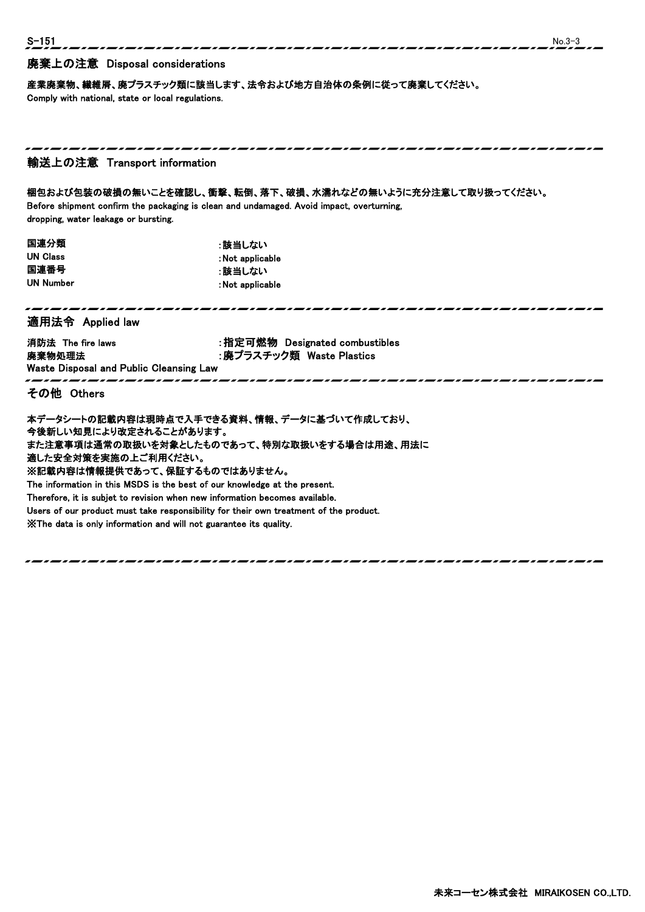## 廃棄上の注意 Disposal considerations

産業廃棄物、繊維屑、廃プラスチック類に該当します、法令および地方自治体の条例に従って廃棄してください。
Comply with national, state or local regulations.

## 輸送上の注意 Transport information

梱包および包装の破損の無いことを確認し、衝撃、転倒、落下、破損、水濡れなどの無いように充分注意して取り扱ってください。
Before shipment confirm the packaging is clean and undamaged. Avoid impact, overturning, dropping, water leakage or bursting.

| | |
|---|---|
| 国連分類 | :該当しない |
| UN Class | :Not applicable |
| 国連番号 | :該当しない |
| UN Number | :Not applicable |

## 適用法令 Applied law

| | |
|---|---|
| 消防法 The fire laws | :指定可燃物 Designated combustibles |
| 廃棄物処理法 Waste Disposal and Public Cleansing Law | :廃プラスチック類 Waste Plastics |

## その他 Others

本データシートの記載内容は現時点で入手できる資料、情報、データに基づいて作成しており、
今後新しい知見により改定されることがあります。
また注意事項は通常の取扱いを対象としたものであって、特別な取扱いをする場合は用途、用法に
適した安全対策を実施の上ご利用ください。
※記載内容は情報提供であって、保証するものではありません。
The information in this MSDS is the best of our knowledge at the present.
Therefore, it is subjet to revision when new information becomes available.
Users of our product must take responsibility for their own treatment of the product.
※The data is only information and will not guarantee its quality.

未来コーセン株式会社 MIRAIKOSEN CO.,LTD.